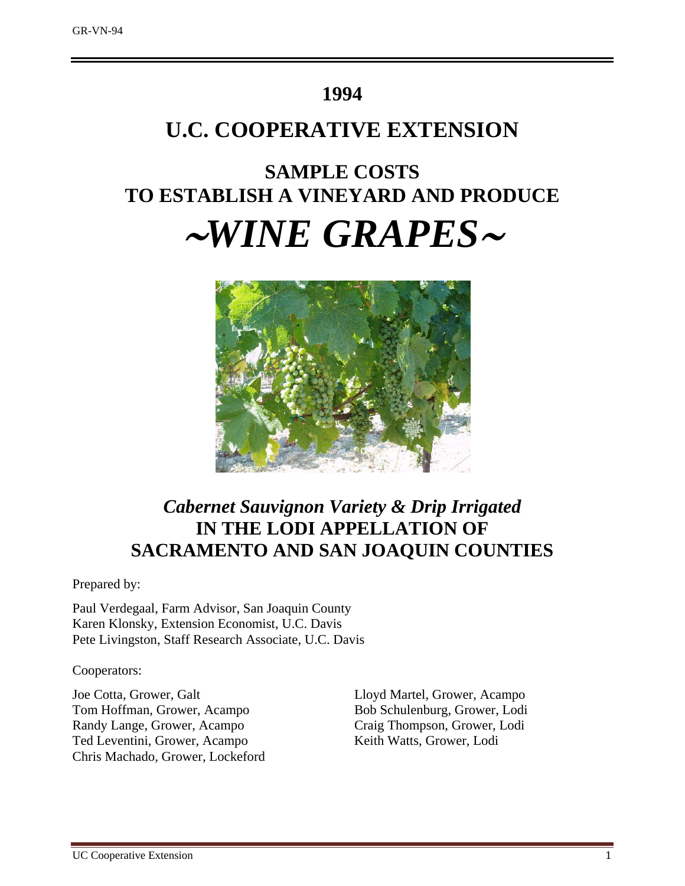# 1994

# U.C. COOPERATIVE EXTENSION

## SAMPLE COSTS TO ESTABLISH A VINEYARD AND PRODUCE

# *~WINE GRAPES~*

## *Cabernet Sauvignon Variety & Drip Irrigated* IN THE LODI APPELLATION OF SACRAMENTO AND SAN JOAQUIN COUNTIES

Prepared by:

Paul Verdegaal, Farm Advisor, San Joaquin County
Karen Klonsky, Extension Economist, U.C. Davis
Pete Livingston, Staff Research Associate, U.C. Davis

Cooperators:

Joe Cotta, Grower, Galt
Tom Hoffman, Grower, Acampo
Randy Lange, Grower, Acampo
Ted Leventini, Grower, Acampo
Chris Machado, Grower, Lockeford
Lloyd Martel, Grower, Acampo
Bob Schulenburg, Grower, Lodi
Craig Thompson, Grower, Lodi
Keith Watts, Grower, Lodi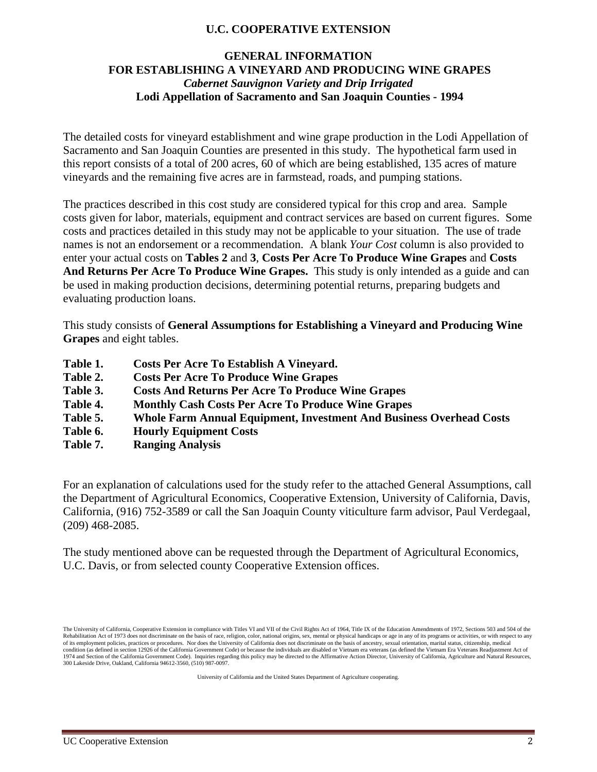**U.C. COOPERATIVE EXTENSION**

# GENERAL INFORMATION
# FOR ESTABLISHING A VINEYARD AND PRODUCING WINE GRAPES
## *Cabernet Sauvignon Variety and Drip Irrigated*
## Lodi Appellation of Sacramento and San Joaquin Counties - 1994

The detailed costs for vineyard establishment and wine grape production in the Lodi Appellation of Sacramento and San Joaquin Counties are presented in this study. The hypothetical farm used in this report consists of a total of 200 acres, 60 of which are being established, 135 acres of mature vineyards and the remaining five acres are in farmstead, roads, and pumping stations.

The practices described in this cost study are considered typical for this crop and area. Sample costs given for labor, materials, equipment and contract services are based on current figures. Some costs and practices detailed in this study may not be applicable to your situation. The use of trade names is not an endorsement or a recommendation. A blank *Your Cost* column is also provided to enter your actual costs on **Tables 2** and **3**, **Costs Per Acre To Produce Wine Grapes** and **Costs And Returns Per Acre To Produce Wine Grapes.** This study is only intended as a guide and can be used in making production decisions, determining potential returns, preparing budgets and evaluating production loans.

This study consists of **General Assumptions for Establishing a Vineyard and Producing Wine Grapes** and eight tables.

- **Table 1. Costs Per Acre To Establish A Vineyard.**
- **Table 2. Costs Per Acre To Produce Wine Grapes**
- **Table 3. Costs And Returns Per Acre To Produce Wine Grapes**
- **Table 4. Monthly Cash Costs Per Acre To Produce Wine Grapes**
- **Table 5. Whole Farm Annual Equipment, Investment And Business Overhead Costs**
- **Table 6. Hourly Equipment Costs**
- **Table 7. Ranging Analysis**

For an explanation of calculations used for the study refer to the attached General Assumptions, call the Department of Agricultural Economics, Cooperative Extension, University of California, Davis, California, (916) 752-3589 or call the San Joaquin County viticulture farm advisor, Paul Verdegaal, (209) 468-2085.

The study mentioned above can be requested through the Department of Agricultural Economics, U.C. Davis, or from selected county Cooperative Extension offices.

The University of California, Cooperative Extension in compliance with Titles VI and VII of the Civil Rights Act of 1964, Title IX of the Education Amendments of 1972, Sections 503 and 504 of the Rehabilitation Act of 1973 does not discriminate on the basis of race, religion, color, national origins, sex, mental or physical handicaps or age in any of its programs or activities, or with respect to any of its employment policies, practices or procedures. Nor does the University of California does not discriminate on the basis of ancestry, sexual orientation, marital status, citizenship, medical condition (as defined in section 12926 of the California Government Code) or because the individuals are disabled or Vietnam era veterans (as defined the Vietnam Era Veterans Readjustment Act of 1974 and Section of the California Government Code). Inquiries regarding this policy may be directed to the Affirmative Action Director, University of California, Agriculture and Natural Resources, 300 Lakeside Drive, Oakland, California 94612-3560, (510) 987-0097.

University of California and the United States Department of Agriculture cooperating.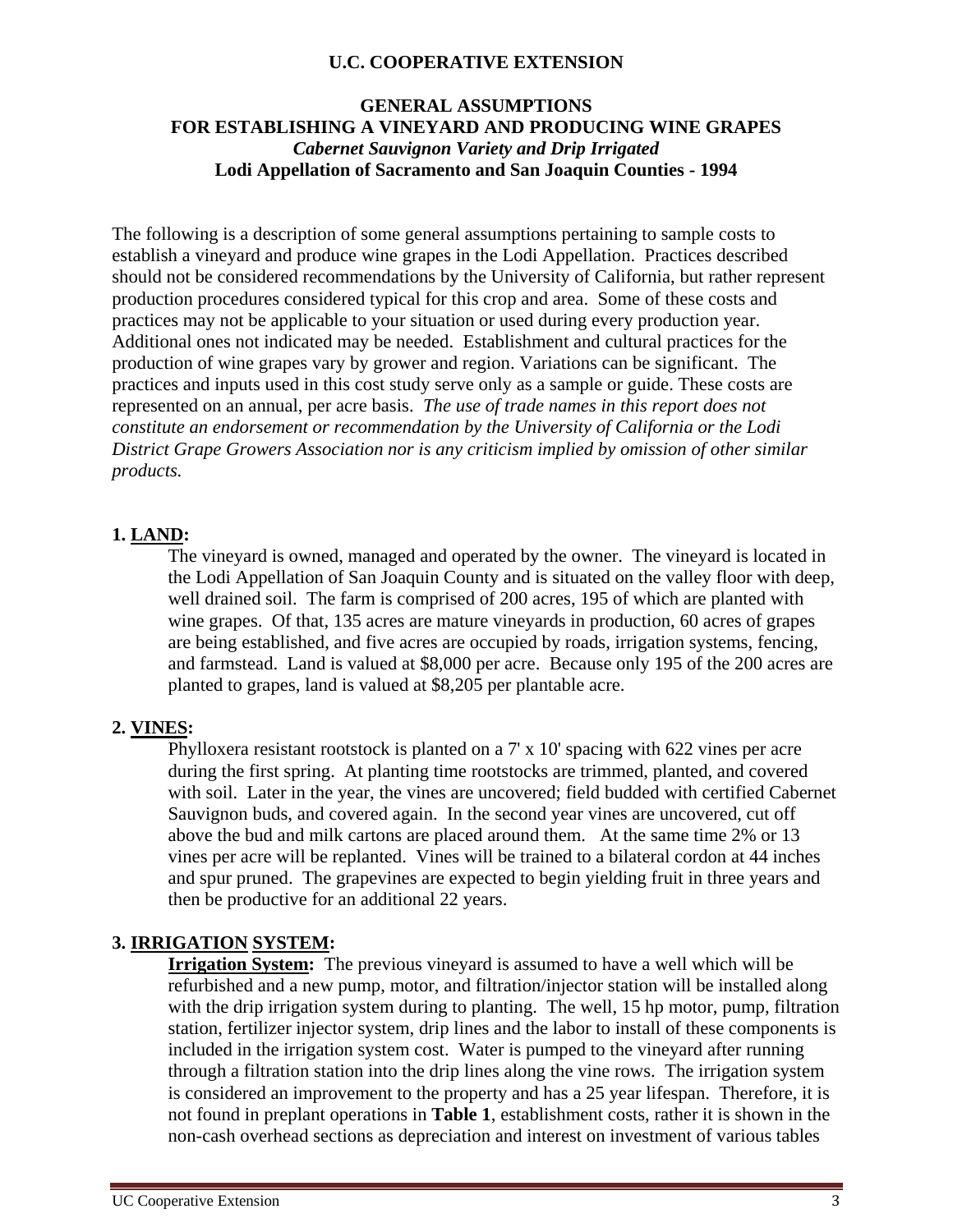**U.C. COOPERATIVE EXTENSION**

# GENERAL ASSUMPTIONS FOR ESTABLISHING A VINEYARD AND PRODUCING WINE GRAPES

***Cabernet Sauvignon Variety and Drip Irrigated***

**Lodi Appellation of Sacramento and San Joaquin Counties - 1994**

The following is a description of some general assumptions pertaining to sample costs to establish a vineyard and produce wine grapes in the Lodi Appellation. Practices described should not be considered recommendations by the University of California, but rather represent production procedures considered typical for this crop and area. Some of these costs and practices may not be applicable to your situation or used during every production year. Additional ones not indicated may be needed. Establishment and cultural practices for the production of wine grapes vary by grower and region. Variations can be significant. The practices and inputs used in this cost study serve only as a sample or guide. These costs are represented on an annual, per acre basis. *The use of trade names in this report does not constitute an endorsement or recommendation by the University of California or the Lodi District Grape Growers Association nor is any criticism implied by omission of other similar products.*

## 1. LAND:

The vineyard is owned, managed and operated by the owner. The vineyard is located in the Lodi Appellation of San Joaquin County and is situated on the valley floor with deep, well drained soil. The farm is comprised of 200 acres, 195 of which are planted with wine grapes. Of that, 135 acres are mature vineyards in production, 60 acres of grapes are being established, and five acres are occupied by roads, irrigation systems, fencing, and farmstead. Land is valued at $8,000 per acre. Because only 195 of the 200 acres are planted to grapes, land is valued at $8,205 per plantable acre.

## 2. VINES:

Phylloxera resistant rootstock is planted on a 7' x 10' spacing with 622 vines per acre during the first spring. At planting time rootstocks are trimmed, planted, and covered with soil. Later in the year, the vines are uncovered; field budded with certified Cabernet Sauvignon buds, and covered again. In the second year vines are uncovered, cut off above the bud and milk cartons are placed around them. At the same time 2% or 13 vines per acre will be replanted. Vines will be trained to a bilateral cordon at 44 inches and spur pruned. The grapevines are expected to begin yielding fruit in three years and then be productive for an additional 22 years.

## 3. IRRIGATION SYSTEM:

**Irrigation System:** The previous vineyard is assumed to have a well which will be refurbished and a new pump, motor, and filtration/injector station will be installed along with the drip irrigation system during to planting. The well, 15 hp motor, pump, filtration station, fertilizer injector system, drip lines and the labor to install of these components is included in the irrigation system cost. Water is pumped to the vineyard after running through a filtration station into the drip lines along the vine rows. The irrigation system is considered an improvement to the property and has a 25 year lifespan. Therefore, it is not found in preplant operations in **Table 1**, establishment costs, rather it is shown in the non-cash overhead sections as depreciation and interest on investment of various tables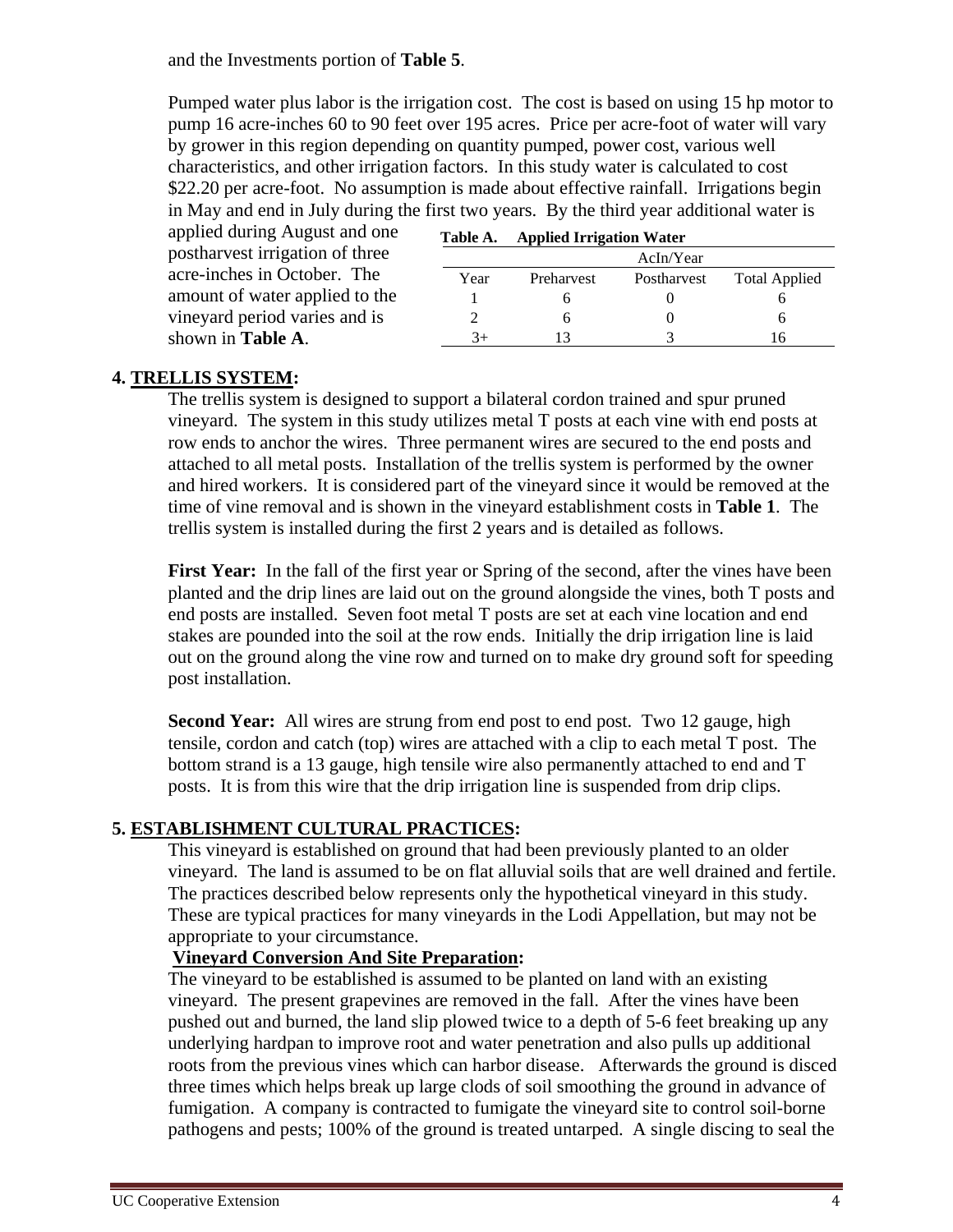and the Investments portion of **Table 5**.

Pumped water plus labor is the irrigation cost. The cost is based on using 15 hp motor to pump 16 acre-inches 60 to 90 feet over 195 acres. Price per acre-foot of water will vary by grower in this region depending on quantity pumped, power cost, various well characteristics, and other irrigation factors. In this study water is calculated to cost $22.20 per acre-foot. No assumption is made about effective rainfall. Irrigations begin in May and end in July during the first two years. By the third year additional water is applied during August and one postharvest irrigation of three acre-inches in October. The amount of water applied to the vineyard period varies and is shown in **Table A**.

**Table A. Applied Irrigation Water**

| | AcIn/Year | | |
|---|---|---|---|
| Year | Preharvest | Postharvest | Total Applied |
| 1 | 6 | 0 | 6 |
| 2 | 6 | 0 | 6 |
| 3+ | 13 | 3 | 16 |

## 4. TRELLIS SYSTEM:

The trellis system is designed to support a bilateral cordon trained and spur pruned vineyard. The system in this study utilizes metal T posts at each vine with end posts at row ends to anchor the wires. Three permanent wires are secured to the end posts and attached to all metal posts. Installation of the trellis system is performed by the owner and hired workers. It is considered part of the vineyard since it would be removed at the time of vine removal and is shown in the vineyard establishment costs in **Table 1**. The trellis system is installed during the first 2 years and is detailed as follows.

**First Year:** In the fall of the first year or Spring of the second, after the vines have been planted and the drip lines are laid out on the ground alongside the vines, both T posts and end posts are installed. Seven foot metal T posts are set at each vine location and end stakes are pounded into the soil at the row ends. Initially the drip irrigation line is laid out on the ground along the vine row and turned on to make dry ground soft for speeding post installation.

**Second Year:** All wires are strung from end post to end post. Two 12 gauge, high tensile, cordon and catch (top) wires are attached with a clip to each metal T post. The bottom strand is a 13 gauge, high tensile wire also permanently attached to end and T posts. It is from this wire that the drip irrigation line is suspended from drip clips.

## 5. ESTABLISHMENT CULTURAL PRACTICES:

This vineyard is established on ground that had been previously planted to an older vineyard. The land is assumed to be on flat alluvial soils that are well drained and fertile. The practices described below represents only the hypothetical vineyard in this study. These are typical practices for many vineyards in the Lodi Appellation, but may not be appropriate to your circumstance.

**Vineyard Conversion And Site Preparation:**

The vineyard to be established is assumed to be planted on land with an existing vineyard. The present grapevines are removed in the fall. After the vines have been pushed out and burned, the land slip plowed twice to a depth of 5-6 feet breaking up any underlying hardpan to improve root and water penetration and also pulls up additional roots from the previous vines which can harbor disease. Afterwards the ground is disced three times which helps break up large clods of soil smoothing the ground in advance of fumigation. A company is contracted to fumigate the vineyard site to control soil-borne pathogens and pests; 100% of the ground is treated untarped. A single discing to seal the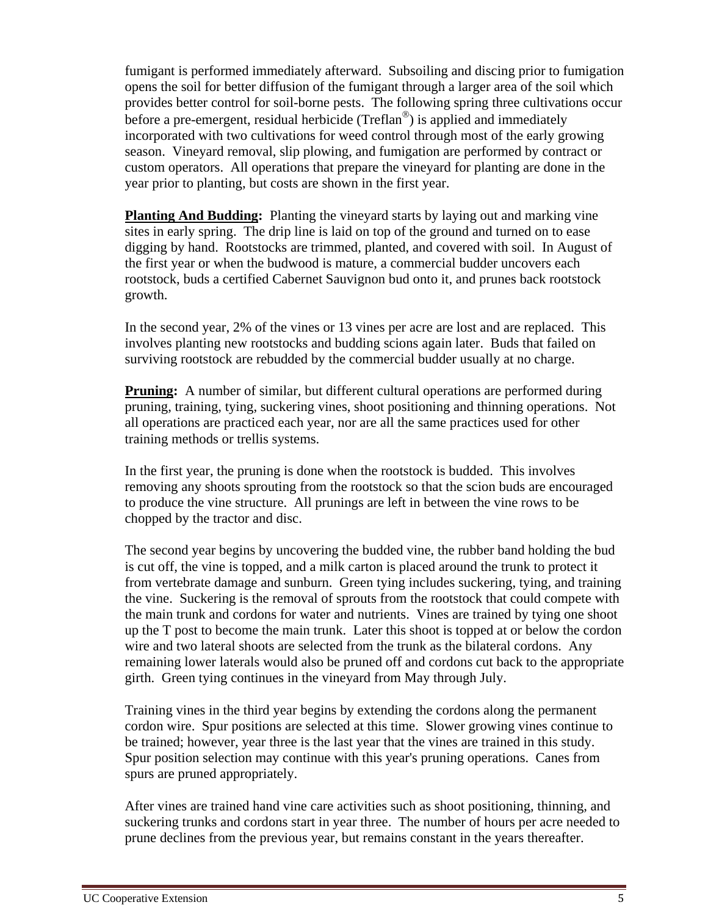fumigant is performed immediately afterward. Subsoiling and discing prior to fumigation opens the soil for better diffusion of the fumigant through a larger area of the soil which provides better control for soil-borne pests. The following spring three cultivations occur before a pre-emergent, residual herbicide (Treflan®) is applied and immediately incorporated with two cultivations for weed control through most of the early growing season. Vineyard removal, slip plowing, and fumigation are performed by contract or custom operators. All operations that prepare the vineyard for planting are done in the year prior to planting, but costs are shown in the first year.

**Planting And Budding:** Planting the vineyard starts by laying out and marking vine sites in early spring. The drip line is laid on top of the ground and turned on to ease digging by hand. Rootstocks are trimmed, planted, and covered with soil. In August of the first year or when the budwood is mature, a commercial budder uncovers each rootstock, buds a certified Cabernet Sauvignon bud onto it, and prunes back rootstock growth.

In the second year, 2% of the vines or 13 vines per acre are lost and are replaced. This involves planting new rootstocks and budding scions again later. Buds that failed on surviving rootstock are rebudded by the commercial budder usually at no charge.

**Pruning:** A number of similar, but different cultural operations are performed during pruning, training, tying, suckering vines, shoot positioning and thinning operations. Not all operations are practiced each year, nor are all the same practices used for other training methods or trellis systems.

In the first year, the pruning is done when the rootstock is budded. This involves removing any shoots sprouting from the rootstock so that the scion buds are encouraged to produce the vine structure. All prunings are left in between the vine rows to be chopped by the tractor and disc.

The second year begins by uncovering the budded vine, the rubber band holding the bud is cut off, the vine is topped, and a milk carton is placed around the trunk to protect it from vertebrate damage and sunburn. Green tying includes suckering, tying, and training the vine. Suckering is the removal of sprouts from the rootstock that could compete with the main trunk and cordons for water and nutrients. Vines are trained by tying one shoot up the T post to become the main trunk. Later this shoot is topped at or below the cordon wire and two lateral shoots are selected from the trunk as the bilateral cordons. Any remaining lower laterals would also be pruned off and cordons cut back to the appropriate girth. Green tying continues in the vineyard from May through July.

Training vines in the third year begins by extending the cordons along the permanent cordon wire. Spur positions are selected at this time. Slower growing vines continue to be trained; however, year three is the last year that the vines are trained in this study. Spur position selection may continue with this year's pruning operations. Canes from spurs are pruned appropriately.

After vines are trained hand vine care activities such as shoot positioning, thinning, and suckering trunks and cordons start in year three. The number of hours per acre needed to prune declines from the previous year, but remains constant in the years thereafter.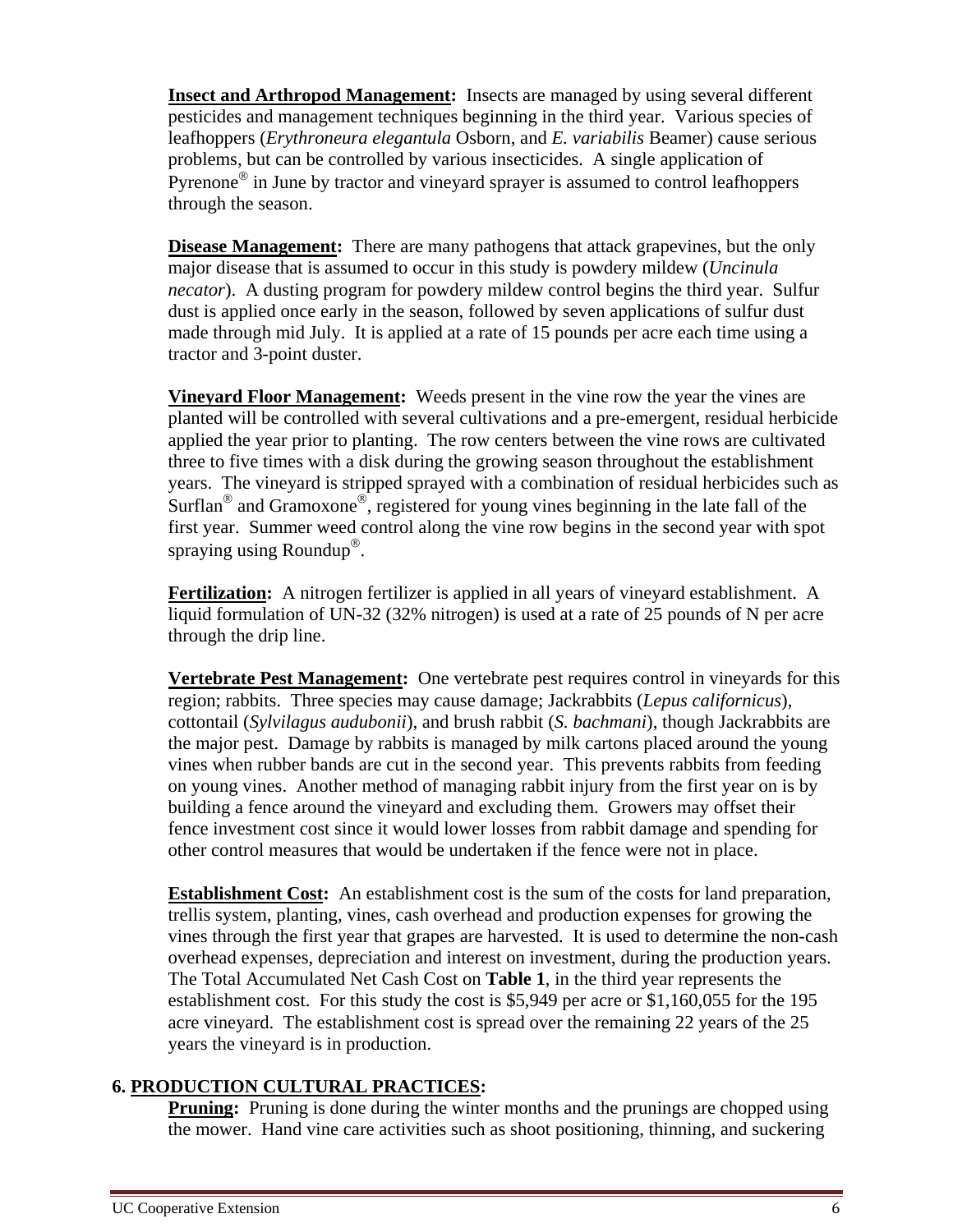**Insect and Arthropod Management:** Insects are managed by using several different pesticides and management techniques beginning in the third year. Various species of leafhoppers (*Erythroneura elegantula* Osborn, and *E. variabilis* Beamer) cause serious problems, but can be controlled by various insecticides. A single application of Pyrenone® in June by tractor and vineyard sprayer is assumed to control leafhoppers through the season.

**Disease Management:** There are many pathogens that attack grapevines, but the only major disease that is assumed to occur in this study is powdery mildew (*Uncinula necator*). A dusting program for powdery mildew control begins the third year. Sulfur dust is applied once early in the season, followed by seven applications of sulfur dust made through mid July. It is applied at a rate of 15 pounds per acre each time using a tractor and 3-point duster.

**Vineyard Floor Management:** Weeds present in the vine row the year the vines are planted will be controlled with several cultivations and a pre-emergent, residual herbicide applied the year prior to planting. The row centers between the vine rows are cultivated three to five times with a disk during the growing season throughout the establishment years. The vineyard is stripped sprayed with a combination of residual herbicides such as Surflan® and Gramoxone®, registered for young vines beginning in the late fall of the first year. Summer weed control along the vine row begins in the second year with spot spraying using Roundup®.

**Fertilization:** A nitrogen fertilizer is applied in all years of vineyard establishment. A liquid formulation of UN-32 (32% nitrogen) is used at a rate of 25 pounds of N per acre through the drip line.

**Vertebrate Pest Management:** One vertebrate pest requires control in vineyards for this region; rabbits. Three species may cause damage; Jackrabbits (*Lepus californicus*), cottontail (*Sylvilagus audubonii*), and brush rabbit (*S. bachmani*), though Jackrabbits are the major pest. Damage by rabbits is managed by milk cartons placed around the young vines when rubber bands are cut in the second year. This prevents rabbits from feeding on young vines. Another method of managing rabbit injury from the first year on is by building a fence around the vineyard and excluding them. Growers may offset their fence investment cost since it would lower losses from rabbit damage and spending for other control measures that would be undertaken if the fence were not in place.

**Establishment Cost:** An establishment cost is the sum of the costs for land preparation, trellis system, planting, vines, cash overhead and production expenses for growing the vines through the first year that grapes are harvested. It is used to determine the non-cash overhead expenses, depreciation and interest on investment, during the production years. The Total Accumulated Net Cash Cost on **Table 1**, in the third year represents the establishment cost. For this study the cost is $5,949 per acre or $1,160,055 for the 195 acre vineyard. The establishment cost is spread over the remaining 22 years of the 25 years the vineyard is in production.

## 6. PRODUCTION CULTURAL PRACTICES:

**Pruning:** Pruning is done during the winter months and the prunings are chopped using the mower. Hand vine care activities such as shoot positioning, thinning, and suckering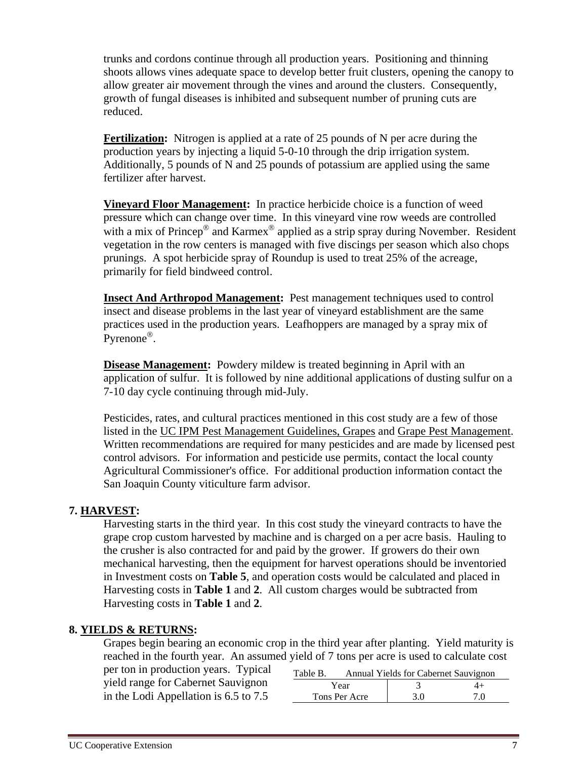trunks and cordons continue through all production years. Positioning and thinning shoots allows vines adequate space to develop better fruit clusters, opening the canopy to allow greater air movement through the vines and around the clusters. Consequently, growth of fungal diseases is inhibited and subsequent number of pruning cuts are reduced.

**Fertilization:** Nitrogen is applied at a rate of 25 pounds of N per acre during the production years by injecting a liquid 5-0-10 through the drip irrigation system. Additionally, 5 pounds of N and 25 pounds of potassium are applied using the same fertilizer after harvest.

**Vineyard Floor Management:** In practice herbicide choice is a function of weed pressure which can change over time. In this vineyard vine row weeds are controlled with a mix of Princep® and Karmex® applied as a strip spray during November. Resident vegetation in the row centers is managed with five discings per season which also chops prunings. A spot herbicide spray of Roundup is used to treat 25% of the acreage, primarily for field bindweed control.

**Insect And Arthropod Management:** Pest management techniques used to control insect and disease problems in the last year of vineyard establishment are the same practices used in the production years. Leafhoppers are managed by a spray mix of Pyrenone®.

**Disease Management:** Powdery mildew is treated beginning in April with an application of sulfur. It is followed by nine additional applications of dusting sulfur on a 7-10 day cycle continuing through mid-July.

Pesticides, rates, and cultural practices mentioned in this cost study are a few of those listed in the UC IPM Pest Management Guidelines, Grapes and Grape Pest Management. Written recommendations are required for many pesticides and are made by licensed pest control advisors. For information and pesticide use permits, contact the local county Agricultural Commissioner's office. For additional production information contact the San Joaquin County viticulture farm advisor.

## 7. HARVEST:

Harvesting starts in the third year. In this cost study the vineyard contracts to have the grape crop custom harvested by machine and is charged on a per acre basis. Hauling to the crusher is also contracted for and paid by the grower. If growers do their own mechanical harvesting, then the equipment for harvest operations should be inventoried in Investment costs on **Table 5**, and operation costs would be calculated and placed in Harvesting costs in **Table 1** and **2**. All custom charges would be subtracted from Harvesting costs in **Table 1** and **2**.

## 8. YIELDS & RETURNS:

Grapes begin bearing an economic crop in the third year after planting. Yield maturity is reached in the fourth year. An assumed yield of 7 tons per acre is used to calculate cost per ton in production years. Typical yield range for Cabernet Sauvignon in the Lodi Appellation is 6.5 to 7.5

Table B. Annual Yields for Cabernet Sauvignon

| Year | 3 | 4+ |
|---|---|---|
| Tons Per Acre | 3.0 | 7.0 |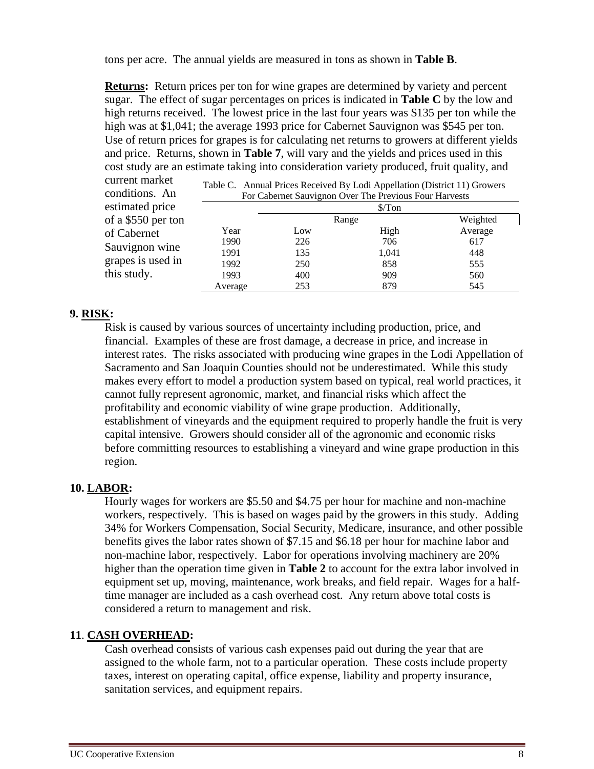tons per acre. The annual yields are measured in tons as shown in **Table B**.

**Returns:** Return prices per ton for wine grapes are determined by variety and percent sugar. The effect of sugar percentages on prices is indicated in **Table C** by the low and high returns received. The lowest price in the last four years was $135 per ton while the high was at $1,041; the average 1993 price for Cabernet Sauvignon was $545 per ton. Use of return prices for grapes is for calculating net returns to growers at different yields and price. Returns, shown in **Table 7**, will vary and the yields and prices used in this cost study are an estimate taking into consideration variety produced, fruit quality, and current market conditions. An estimated price of a $550 per ton of Cabernet Sauvignon wine grapes is used in this study.

Table C. Annual Prices Received By Lodi Appellation (District 11) Growers For Cabernet Sauvignon Over The Previous Four Harvests

| | $/Ton | | |
|---|---|---|---|
| | Range | | Weighted |
| Year | Low | High | Average |
| 1990 | 226 | 706 | 617 |
| 1991 | 135 | 1,041 | 448 |
| 1992 | 250 | 858 | 555 |
| 1993 | 400 | 909 | 560 |
| Average | 253 | 879 | 545 |

## 9. RISK:

Risk is caused by various sources of uncertainty including production, price, and financial. Examples of these are frost damage, a decrease in price, and increase in interest rates. The risks associated with producing wine grapes in the Lodi Appellation of Sacramento and San Joaquin Counties should not be underestimated. While this study makes every effort to model a production system based on typical, real world practices, it cannot fully represent agronomic, market, and financial risks which affect the profitability and economic viability of wine grape production. Additionally, establishment of vineyards and the equipment required to properly handle the fruit is very capital intensive. Growers should consider all of the agronomic and economic risks before committing resources to establishing a vineyard and wine grape production in this region.

## 10. LABOR:

Hourly wages for workers are $5.50 and $4.75 per hour for machine and non-machine workers, respectively. This is based on wages paid by the growers in this study. Adding 34% for Workers Compensation, Social Security, Medicare, insurance, and other possible benefits gives the labor rates shown of $7.15 and $6.18 per hour for machine labor and non-machine labor, respectively. Labor for operations involving machinery are 20% higher than the operation time given in **Table 2** to account for the extra labor involved in equipment set up, moving, maintenance, work breaks, and field repair. Wages for a half-time manager are included as a cash overhead cost. Any return above total costs is considered a return to management and risk.

## 11. CASH OVERHEAD:

Cash overhead consists of various cash expenses paid out during the year that are assigned to the whole farm, not to a particular operation. These costs include property taxes, interest on operating capital, office expense, liability and property insurance, sanitation services, and equipment repairs.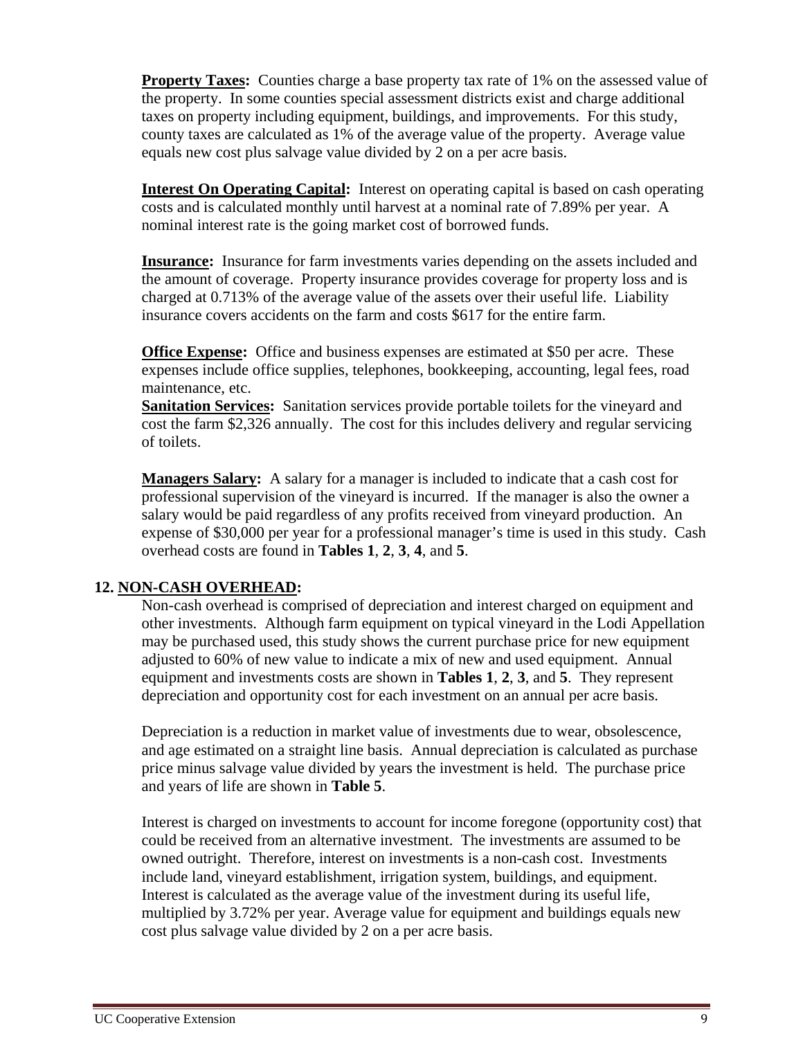**Property Taxes:** Counties charge a base property tax rate of 1% on the assessed value of the property. In some counties special assessment districts exist and charge additional taxes on property including equipment, buildings, and improvements. For this study, county taxes are calculated as 1% of the average value of the property. Average value equals new cost plus salvage value divided by 2 on a per acre basis.

**Interest On Operating Capital:** Interest on operating capital is based on cash operating costs and is calculated monthly until harvest at a nominal rate of 7.89% per year. A nominal interest rate is the going market cost of borrowed funds.

**Insurance:** Insurance for farm investments varies depending on the assets included and the amount of coverage. Property insurance provides coverage for property loss and is charged at 0.713% of the average value of the assets over their useful life. Liability insurance covers accidents on the farm and costs $617 for the entire farm.

**Office Expense:** Office and business expenses are estimated at $50 per acre. These expenses include office supplies, telephones, bookkeeping, accounting, legal fees, road maintenance, etc.

**Sanitation Services:** Sanitation services provide portable toilets for the vineyard and cost the farm $2,326 annually. The cost for this includes delivery and regular servicing of toilets.

**Managers Salary:** A salary for a manager is included to indicate that a cash cost for professional supervision of the vineyard is incurred. If the manager is also the owner a salary would be paid regardless of any profits received from vineyard production. An expense of $30,000 per year for a professional manager's time is used in this study. Cash overhead costs are found in **Tables 1**, **2**, **3**, **4**, and **5**.

**12. NON-CASH OVERHEAD:**

Non-cash overhead is comprised of depreciation and interest charged on equipment and other investments. Although farm equipment on typical vineyard in the Lodi Appellation may be purchased used, this study shows the current purchase price for new equipment adjusted to 60% of new value to indicate a mix of new and used equipment. Annual equipment and investments costs are shown in **Tables 1**, **2**, **3**, and **5**. They represent depreciation and opportunity cost for each investment on an annual per acre basis.

Depreciation is a reduction in market value of investments due to wear, obsolescence, and age estimated on a straight line basis. Annual depreciation is calculated as purchase price minus salvage value divided by years the investment is held. The purchase price and years of life are shown in **Table 5**.

Interest is charged on investments to account for income foregone (opportunity cost) that could be received from an alternative investment. The investments are assumed to be owned outright. Therefore, interest on investments is a non-cash cost. Investments include land, vineyard establishment, irrigation system, buildings, and equipment. Interest is calculated as the average value of the investment during its useful life, multiplied by 3.72% per year. Average value for equipment and buildings equals new cost plus salvage value divided by 2 on a per acre basis.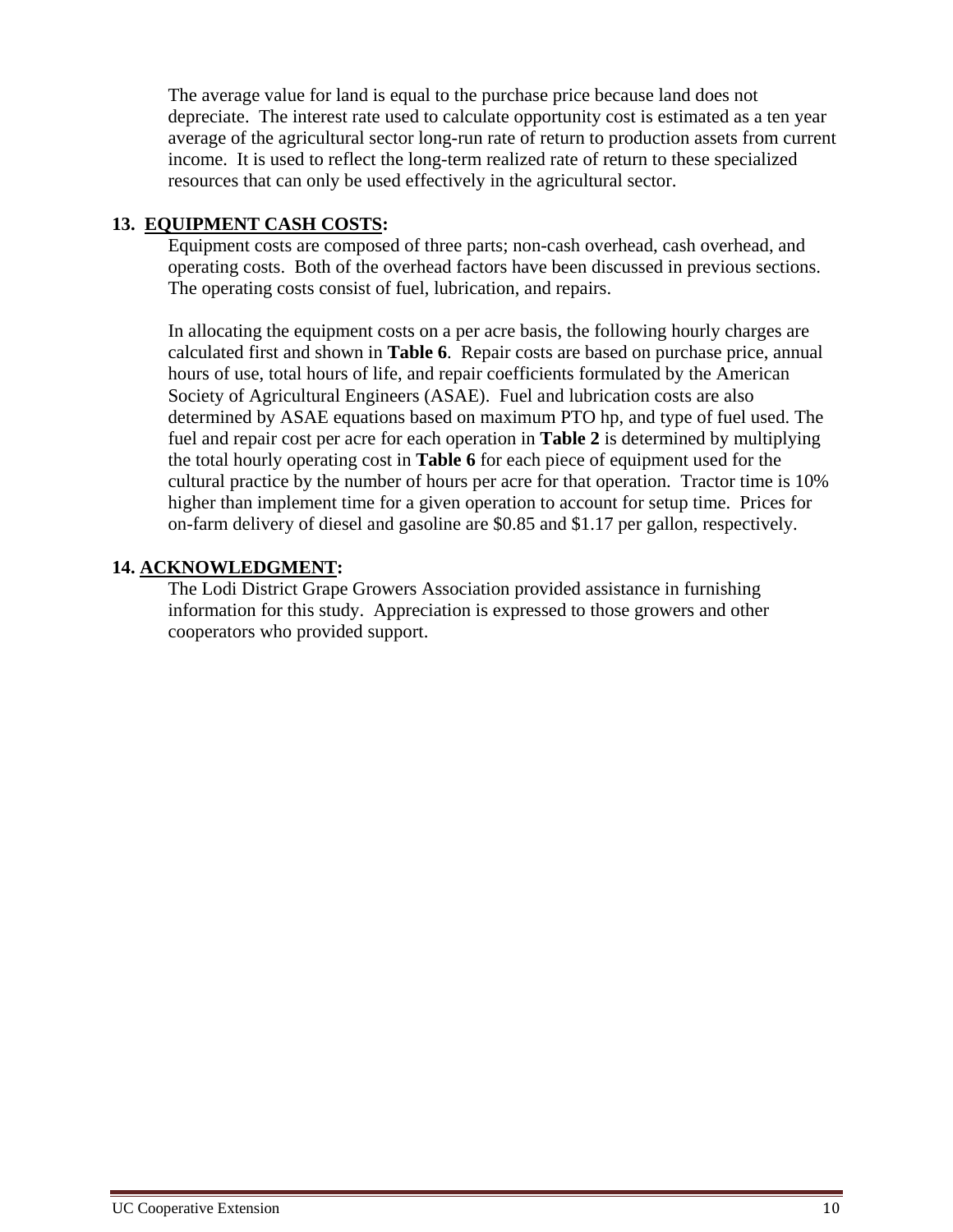The average value for land is equal to the purchase price because land does not depreciate. The interest rate used to calculate opportunity cost is estimated as a ten year average of the agricultural sector long-run rate of return to production assets from current income. It is used to reflect the long-term realized rate of return to these specialized resources that can only be used effectively in the agricultural sector.

## 13. EQUIPMENT CASH COSTS:

Equipment costs are composed of three parts; non-cash overhead, cash overhead, and operating costs. Both of the overhead factors have been discussed in previous sections. The operating costs consist of fuel, lubrication, and repairs.

In allocating the equipment costs on a per acre basis, the following hourly charges are calculated first and shown in **Table 6**. Repair costs are based on purchase price, annual hours of use, total hours of life, and repair coefficients formulated by the American Society of Agricultural Engineers (ASAE). Fuel and lubrication costs are also determined by ASAE equations based on maximum PTO hp, and type of fuel used. The fuel and repair cost per acre for each operation in **Table 2** is determined by multiplying the total hourly operating cost in **Table 6** for each piece of equipment used for the cultural practice by the number of hours per acre for that operation. Tractor time is 10% higher than implement time for a given operation to account for setup time. Prices for on-farm delivery of diesel and gasoline are $0.85 and $1.17 per gallon, respectively.

## 14. ACKNOWLEDGMENT:

The Lodi District Grape Growers Association provided assistance in furnishing information for this study. Appreciation is expressed to those growers and other cooperators who provided support.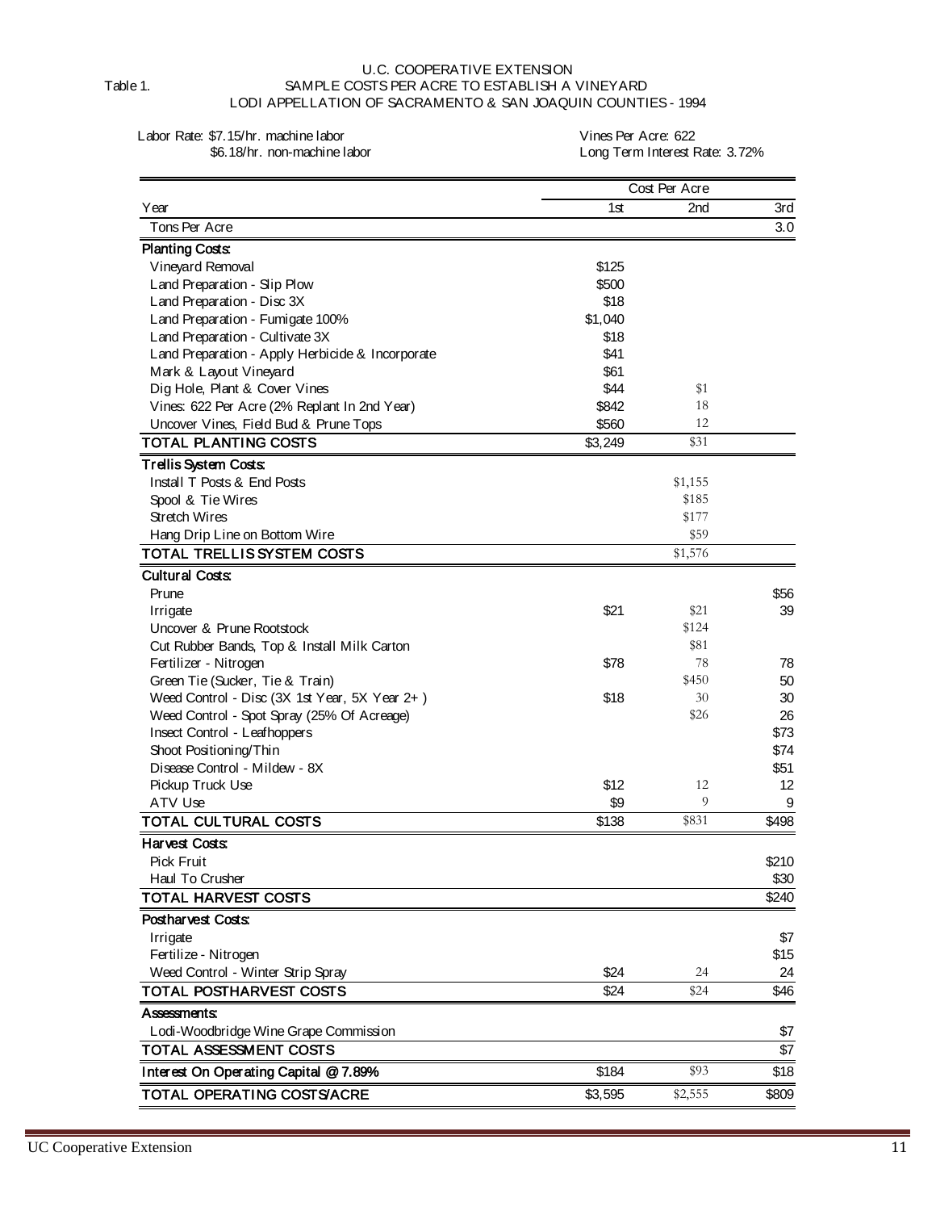U.C. COOPERATIVE EXTENSION

Table 1. SAMPLE COSTS PER ACRE TO ESTABLISH A VINEYARD

LODI APPELLATION OF SACRAMENTO & SAN JOAQUIN COUNTIES - 1994

Labor Rate: $7.15/hr. machine labor
$6.18/hr. non-machine labor

Vines Per Acre: 622
Long Term Interest Rate: 3.72%

| | Cost Per Acre | | |
|---|---|---|---|
| Year | 1st | 2nd | 3rd |
| Tons Per Acre | | | 3.0 |
| **Planting Costs:** | | | |
| Vineyard Removal | $125 | | |
| Land Preparation - Slip Plow | $500 | | |
| Land Preparation - Disc 3X | $18 | | |
| Land Preparation - Fumigate 100% | $1,040 | | |
| Land Preparation - Cultivate 3X | $18 | | |
| Land Preparation - Apply Herbicide & Incorporate | $41 | | |
| Mark & Layout Vineyard | $61 | | |
| Dig Hole, Plant & Cover Vines | $44 | $1 | |
| Vines: 622 Per Acre (2% Replant In 2nd Year) | $842 | 18 | |
| Uncover Vines, Field Bud & Prune Tops | $560 | 12 | |
| TOTAL PLANTING COSTS | $3,249 | $31 | |
| **Trellis System Costs:** | | | |
| Install T Posts & End Posts | | $1,155 | |
| Spool & Tie Wires | | $185 | |
| Stretch Wires | | $177 | |
| Hang Drip Line on Bottom Wire | | $59 | |
| TOTAL TRELLIS SYSTEM COSTS | | $1,576 | |
| **Cultural Costs:** | | | |
| Prune | | | $56 |
| Irrigate | $21 | $21 | 39 |
| Uncover & Prune Rootstock | | $124 | |
| Cut Rubber Bands, Top & Install Milk Carton | | $81 | |
| Fertilizer - Nitrogen | $78 | 78 | 78 |
| Green Tie (Sucker, Tie & Train) | | $450 | 50 |
| Weed Control - Disc (3X 1st Year, 5X Year 2+ ) | $18 | 30 | 30 |
| Weed Control - Spot Spray (25% Of Acreage) | | $26 | 26 |
| Insect Control - Leafhoppers | | | $73 |
| Shoot Positioning/Thin | | | $74 |
| Disease Control - Mildew - 8X | | | $51 |
| Pickup Truck Use | $12 | 12 | 12 |
| ATV Use | $9 | 9 | 9 |
| TOTAL CULTURAL COSTS | $138 | $831 | $498 |
| **Harvest Costs:** | | | |
| Pick Fruit | | | $210 |
| Haul To Crusher | | | $30 |
| TOTAL HARVEST COSTS | | | $240 |
| **Postharvest Costs:** | | | |
| Irrigate | | | $7 |
| Fertilize - Nitrogen | | | $15 |
| Weed Control - Winter Strip Spray | $24 | 24 | 24 |
| TOTAL POSTHARVEST COSTS | $24 | $24 | $46 |
| **Assessments:** | | | |
| Lodi-Woodbridge Wine Grape Commission | | | $7 |
| TOTAL ASSESSMENT COSTS | | | $7 |
| Interest On Operating Capital @ 7.89% | $184 | $93 | $18 |
| TOTAL OPERATING COSTS/ACRE | $3,595 | $2,555 | $809 |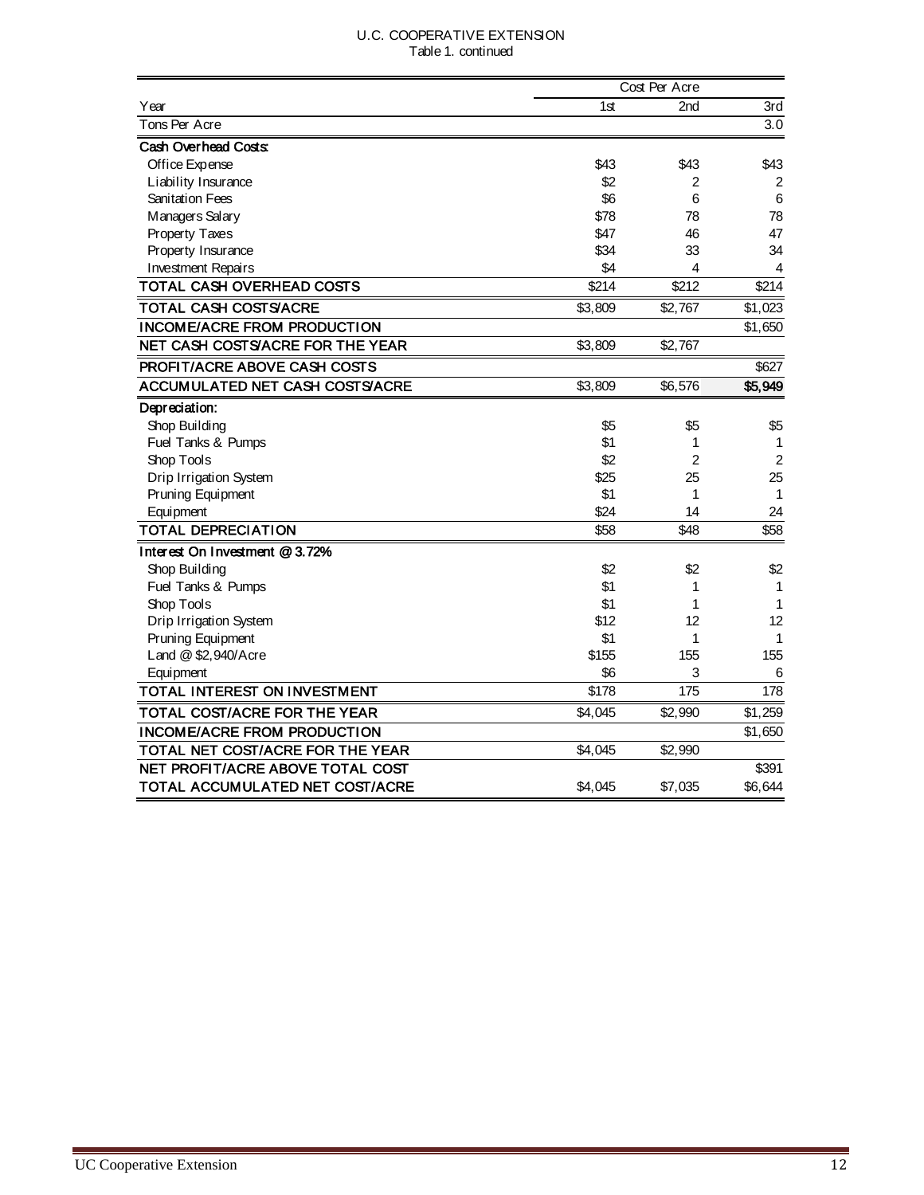U.C. COOPERATIVE EXTENSION
Table 1. continued

| | Cost Per Acre | | |
|---|---|---|---|
| Year | 1st | 2nd | 3rd |
| Tons Per Acre | | | 3.0 |
| **Cash Overhead Costs:** | | | |
| Office Expense | $43 | $43 | $43 |
| Liability Insurance | $2 | 2 | 2 |
| Sanitation Fees | $6 | 6 | 6 |
| Managers Salary | $78 | 78 | 78 |
| Property Taxes | $47 | 46 | 47 |
| Property Insurance | $34 | 33 | 34 |
| Investment Repairs | $4 | 4 | 4 |
| TOTAL CASH OVERHEAD COSTS | $214 | $212 | $214 |
| TOTAL CASH COSTS/ACRE | $3,809 | $2,767 | $1,023 |
| INCOME/ACRE FROM PRODUCTION | | | $1,650 |
| NET CASH COSTS/ACRE FOR THE YEAR | $3,809 | $2,767 | |
| PROFIT/ACRE ABOVE CASH COSTS | | | $627 |
| ACCUMULATED NET CASH COSTS/ACRE | $3,809 | $6,576 | **$5,949** |
| **Depreciation:** | | | |
| Shop Building | $5 | $5 | $5 |
| Fuel Tanks & Pumps | $1 | 1 | 1 |
| Shop Tools | $2 | 2 | 2 |
| Drip Irrigation System | $25 | 25 | 25 |
| Pruning Equipment | $1 | 1 | 1 |
| Equipment | $24 | 14 | 24 |
| TOTAL DEPRECIATION | $58 | $48 | $58 |
| **Interest On Investment @ 3.72%** | | | |
| Shop Building | $2 | $2 | $2 |
| Fuel Tanks & Pumps | $1 | 1 | 1 |
| Shop Tools | $1 | 1 | 1 |
| Drip Irrigation System | $12 | 12 | 12 |
| Pruning Equipment | $1 | 1 | 1 |
| Land @ $2,940/Acre | $155 | 155 | 155 |
| Equipment | $6 | 3 | 6 |
| TOTAL INTEREST ON INVESTMENT | $178 | 175 | 178 |
| TOTAL COST/ACRE FOR THE YEAR | $4,045 | $2,990 | $1,259 |
| INCOME/ACRE FROM PRODUCTION | | | $1,650 |
| TOTAL NET COST/ACRE FOR THE YEAR | $4,045 | $2,990 | |
| NET PROFIT/ACRE ABOVE TOTAL COST | | | $391 |
| TOTAL ACCUMULATED NET COST/ACRE | $4,045 | $7,035 | $6,644 |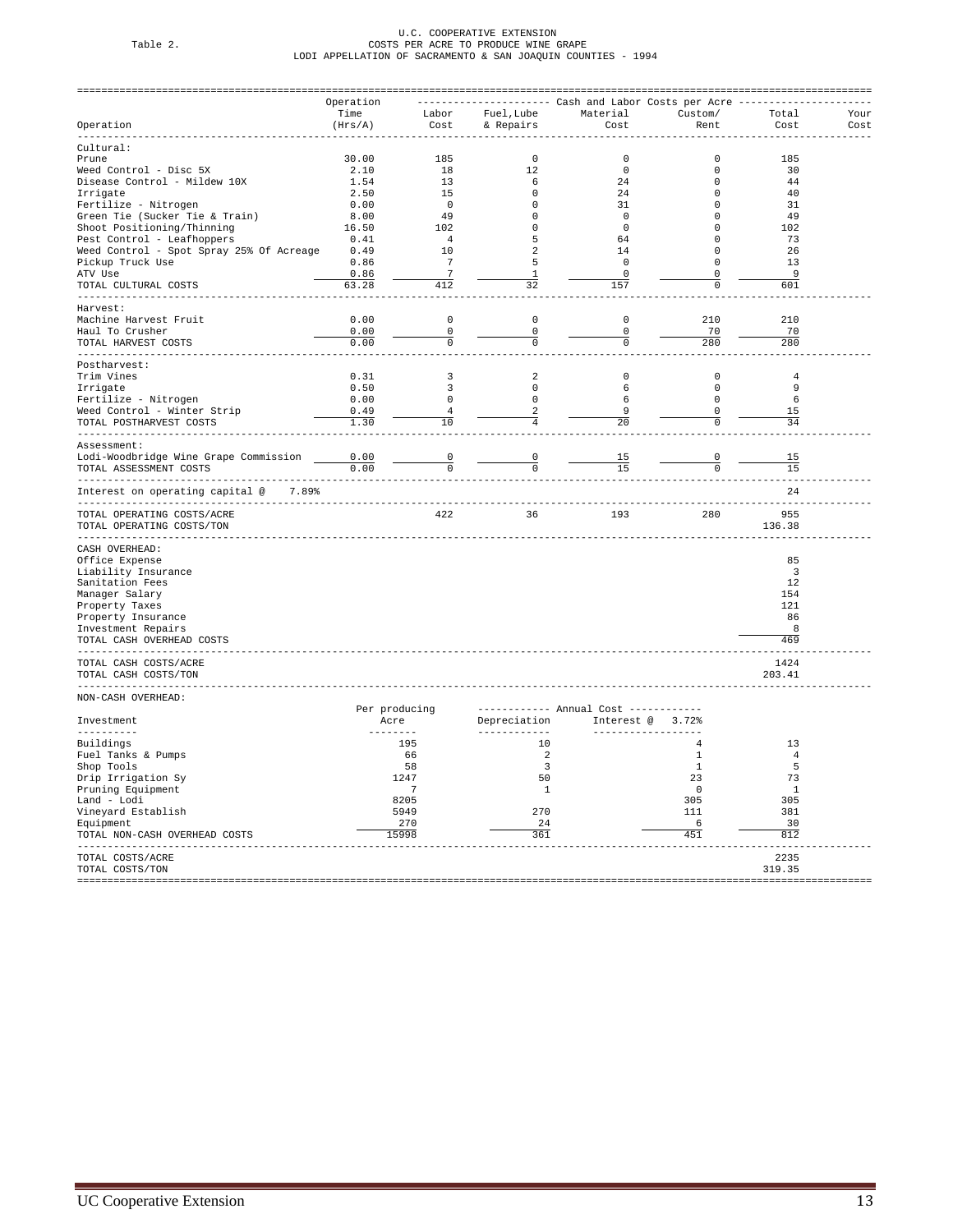U.C. COOPERATIVE EXTENSION

Table 2. COSTS PER ACRE TO PRODUCE WINE GRAPE
LODI APPELLATION OF SACRAMENTO & SAN JOAQUIN COUNTIES - 1994

| Operation | Operation Time (Hrs/A) | Labor Cost | Fuel, Lube & Repairs | Material Cost | Custom/ Rent | Total Cost | Your Cost |
|---|---|---|---|---|---|---|---|
| **Cultural:** | | | | | | | |
| Prune | 30.00 | 185 | 0 | 0 | 0 | 185 | |
| Weed Control - Disc 5X | 2.10 | 18 | 12 | 0 | 0 | 30 | |
| Disease Control - Mildew 10X | 1.54 | 13 | 6 | 24 | 0 | 44 | |
| Irrigate | 2.50 | 15 | 0 | 24 | 0 | 40 | |
| Fertilize - Nitrogen | 0.00 | 0 | 0 | 31 | 0 | 31 | |
| Green Tie (Sucker Tie & Train) | 8.00 | 49 | 0 | 0 | 0 | 49 | |
| Shoot Positioning/Thinning | 16.50 | 102 | 0 | 0 | 0 | 102 | |
| Pest Control - Leafhoppers | 0.41 | 4 | 5 | 64 | 0 | 73 | |
| Weed Control - Spot Spray 25% Of Acreage | 0.49 | 10 | 2 | 14 | 0 | 26 | |
| Pickup Truck Use | 0.86 | 7 | 5 | 0 | 0 | 13 | |
| ATV Use | 0.86 | 7 | 1 | 0 | 0 | 9 | |
| TOTAL CULTURAL COSTS | 63.28 | 412 | 32 | 157 | 0 | 601 | |
| **Harvest:** | | | | | | | |
| Machine Harvest Fruit | 0.00 | 0 | 0 | 0 | 210 | 210 | |
| Haul To Crusher | 0.00 | 0 | 0 | 0 | 70 | 70 | |
| TOTAL HARVEST COSTS | 0.00 | 0 | 0 | 0 | 280 | 280 | |
| **Postharvest:** | | | | | | | |
| Trim Vines | 0.31 | 3 | 2 | 0 | 0 | 4 | |
| Irrigate | 0.50 | 3 | 0 | 6 | 0 | 9 | |
| Fertilize - Nitrogen | 0.00 | 0 | 0 | 6 | 0 | 6 | |
| Weed Control - Winter Strip | 0.49 | 4 | 2 | 9 | 0 | 15 | |
| TOTAL POSTHARVEST COSTS | 1.30 | 10 | 4 | 20 | 0 | 34 | |
| **Assessment:** | | | | | | | |
| Lodi-Woodbridge Wine Grape Commission | 0.00 | 0 | 0 | 15 | 0 | 15 | |
| TOTAL ASSESSMENT COSTS | 0.00 | 0 | 0 | 15 | 0 | 15 | |
| Interest on operating capital @ 7.89% | | | | | | 24 | |
| TOTAL OPERATING COSTS/ACRE | | 422 | 36 | 193 | 280 | 955 | |
| TOTAL OPERATING COSTS/TON | | | | | | 136.38 | |
| **CASH OVERHEAD:** | | | | | | | |
| Office Expense | | | | | | 85 | |
| Liability Insurance | | | | | | 3 | |
| Sanitation Fees | | | | | | 12 | |
| Manager Salary | | | | | | 154 | |
| Property Taxes | | | | | | 121 | |
| Property Insurance | | | | | | 86 | |
| Investment Repairs | | | | | | 8 | |
| TOTAL CASH OVERHEAD COSTS | | | | | | 469 | |
| TOTAL CASH COSTS/ACRE | | | | | | 1424 | |
| TOTAL CASH COSTS/TON | | | | | | 203.41 | |

NON-CASH OVERHEAD:

| Investment | Per producing Acre | Annual Cost Depreciation | Annual Cost Interest @ 3.72% | Total Cost | Your Cost |
|---|---|---|---|---|---|
| Buildings | 195 | 10 | 4 | 13 | |
| Fuel Tanks & Pumps | 66 | 2 | 1 | 4 | |
| Shop Tools | 58 | 3 | 1 | 5 | |
| Drip Irrigation Sy | 1247 | 50 | 23 | 73 | |
| Pruning Equipment | 7 | 1 | 0 | 1 | |
| Land - Lodi | 8205 | | 305 | 305 | |
| Vineyard Establish | 5949 | 270 | 111 | 381 | |
| Equipment | 270 | 24 | 6 | 30 | |
| TOTAL NON-CASH OVERHEAD COSTS | 15998 | 361 | 451 | 812 | |
| TOTAL COSTS/ACRE | | | | 2235 | |
| TOTAL COSTS/TON | | | | 319.35 | |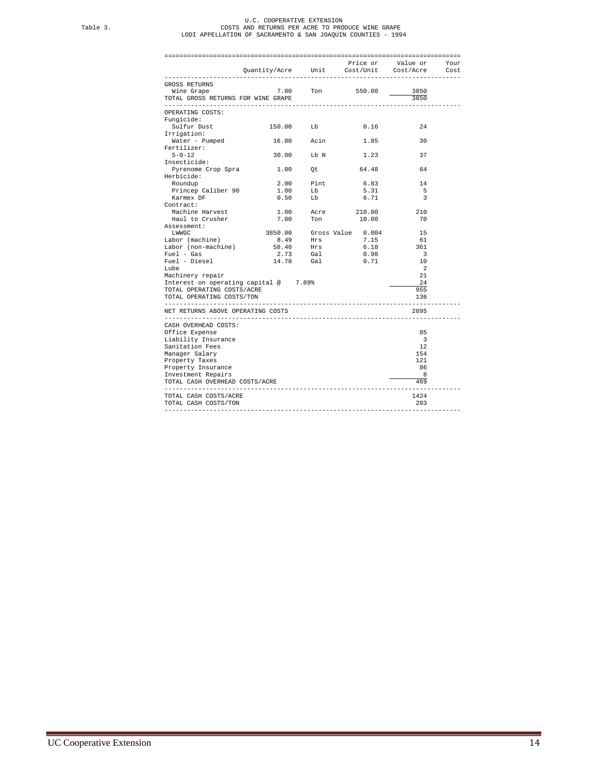Table 3.

U.C. COOPERATIVE EXTENSION
COSTS AND RETURNS PER ACRE TO PRODUCE WINE GRAPE
LODI APPELLATION OF SACRAMENTO & SAN JOAQUIN COUNTIES - 1994

| | Quantity/Acre | Unit | Price or Cost/Unit | Value or Cost/Acre | Your Cost |
|---|---|---|---|---|---|
| GROSS RETURNS | | | | | |
| Wine Grape | 7.00 | Ton | 550.00 | 3850 | |
| TOTAL GROSS RETURNS FOR WINE GRAPE | | | | 3850 | |
| OPERATING COSTS: | | | | | |
| Fungicide: | | | | | |
| Sulfur Dust | 150.00 | Lb | 0.16 | 24 | |
| Irrigation: | | | | | |
| Water - Pumped | 16.00 | Acin | 1.85 | 30 | |
| Fertilizer: | | | | | |
| 5-0-12 | 30.00 | Lb N | 1.23 | 37 | |
| Insecticide: | | | | | |
| Pyrenome Crop Spra | 1.00 | Qt | 64.48 | 64 | |
| Herbicide: | | | | | |
| Roundup | 2.00 | Pint | 6.83 | 14 | |
| Princep Caliber 90 | 1.00 | Lb | 5.31 | 5 | |
| Karmex DF | 0.50 | Lb | 6.71 | 3 | |
| Contract: | | | | | |
| Machine Harvest | 1.00 | Acre | 210.00 | 210 | |
| Haul to Crusher | 7.00 | Ton | 10.00 | 70 | |
| Assessment: | | | | | |
| LWWGC | 3850.00 | Gross Value | 0.004 | 15 | |
| Labor (machine) | 8.49 | Hrs | 7.15 | 61 | |
| Labor (non-machine) | 58.40 | Hrs | 6.18 | 361 | |
| Fuel - Gas | 2.73 | Gal | 0.98 | 3 | |
| Fuel - Diesel | 14.78 | Gal | 0.71 | 10 | |
| Lube | | | | 2 | |
| Machinery repair | | | | 21 | |
| Interest on operating capital @ 7.89% | | | | 24 | |
| TOTAL OPERATING COSTS/ACRE | | | | 955 | |
| TOTAL OPERATING COSTS/TON | | | | 136 | |
| NET RETURNS ABOVE OPERATING COSTS | | | | 2895 | |
| CASH OVERHEAD COSTS: | | | | | |
| Office Expense | | | | 85 | |
| Liability Insurance | | | | 3 | |
| Sanitation Fees | | | | 12 | |
| Manager Salary | | | | 154 | |
| Property Taxes | | | | 121 | |
| Property Insurance | | | | 86 | |
| Investment Repairs | | | | 8 | |
| TOTAL CASH OVERHEAD COSTS/ACRE | | | | 469 | |
| TOTAL CASH COSTS/ACRE | | | | 1424 | |
| TOTAL CASH COSTS/TON | | | | 203 | |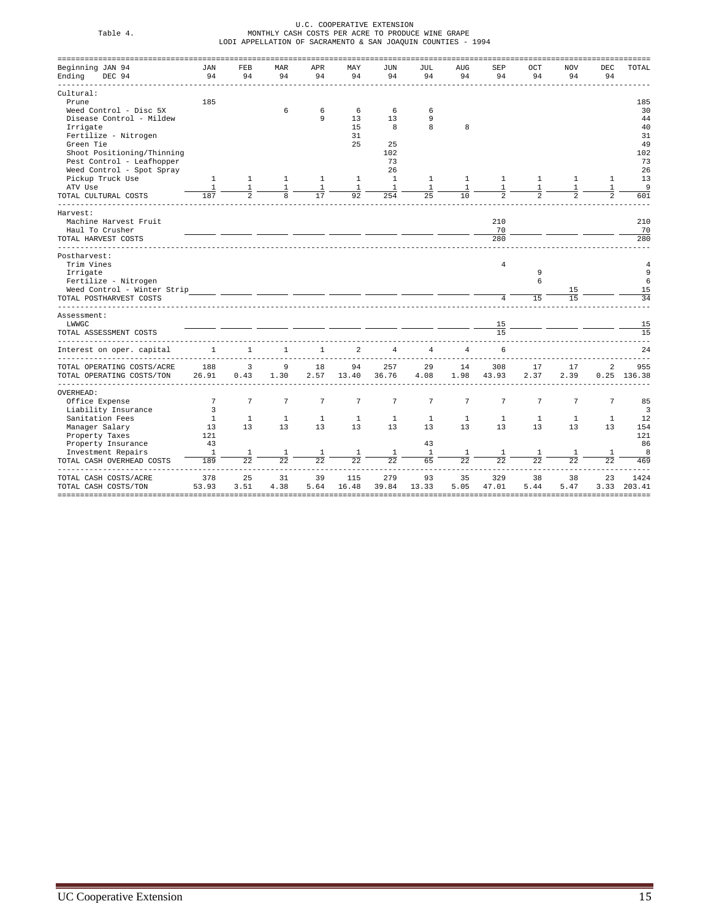Table 4.

U.C. COOPERATIVE EXTENSION
MONTHLY CASH COSTS PER ACRE TO PRODUCE WINE GRAPE
LODI APPELLATION OF SACRAMENTO & SAN JOAQUIN COUNTIES - 1994

| Beginning JAN 94 / Ending DEC 94 | JAN 94 | FEB 94 | MAR 94 | APR 94 | MAY 94 | JUN 94 | JUL 94 | AUG 94 | SEP 94 | OCT 94 | NOV 94 | DEC 94 | TOTAL |
|---|---|---|---|---|---|---|---|---|---|---|---|---|---|
| **Cultural:** | | | | | | | | | | | | | |
| Prune | 185 | | | | | | | | | | | | 185 |
| Weed Control - Disc 5X | | | 6 | 6 | 6 | 6 | 6 | | | | | | 30 |
| Disease Control - Mildew | | | | 9 | 13 | 13 | 9 | | | | | | 44 |
| Irrigate | | | | | 15 | 8 | 8 | 8 | | | | | 40 |
| Fertilize - Nitrogen | | | | | 31 | | | | | | | | 31 |
| Green Tie | | | | | 25 | 25 | | | | | | | 49 |
| Shoot Positioning/Thinning | | | | | | 102 | | | | | | | 102 |
| Pest Control - Leafhopper | | | | | | 73 | | | | | | | 73 |
| Weed Control - Spot Spray | | | | | | 26 | | | | | | | 26 |
| Pickup Truck Use | 1 | 1 | 1 | 1 | 1 | 1 | 1 | 1 | 1 | 1 | 1 | 1 | 13 |
| ATV Use | 1 | 1 | 1 | 1 | 1 | 1 | 1 | 1 | 1 | 1 | 1 | 1 | 9 |
| TOTAL CULTURAL COSTS | 187 | 2 | 8 | 17 | 92 | 254 | 25 | 10 | 2 | 2 | 2 | 2 | 601 |
| **Harvest:** | | | | | | | | | | | | | |
| Machine Harvest Fruit | | | | | | | | | 210 | | | | 210 |
| Haul To Crusher | | | | | | | | | 70 | | | | 70 |
| TOTAL HARVEST COSTS | | | | | | | | | 280 | | | | 280 |
| **Postharvest:** | | | | | | | | | | | | | |
| Trim Vines | | | | | | | | | 4 | | | | 4 |
| Irrigate | | | | | | | | | | 9 | | | 9 |
| Fertilize - Nitrogen | | | | | | | | | | 6 | | | 6 |
| Weed Control - Winter Strip | | | | | | | | | | | 15 | | 15 |
| TOTAL POSTHARVEST COSTS | | | | | | | | | 4 | 15 | 15 | | 34 |
| **Assessment:** | | | | | | | | | | | | | |
| LWWGC | | | | | | | | | 15 | | | | 15 |
| TOTAL ASSESSMENT COSTS | | | | | | | | | 15 | | | | 15 |
| Interest on oper. capital | 1 | 1 | 1 | 1 | 2 | 4 | 4 | 4 | 6 | | | | 24 |
| TOTAL OPERATING COSTS/ACRE | 188 | 3 | 9 | 18 | 94 | 257 | 29 | 14 | 308 | 17 | 17 | 2 | 955 |
| TOTAL OPERATING COSTS/TON | 26.91 | 0.43 | 1.30 | 2.57 | 13.40 | 36.76 | 4.08 | 1.98 | 43.93 | 2.37 | 2.39 | 0.25 | 136.38 |
| **OVERHEAD:** | | | | | | | | | | | | | |
| Office Expense | 7 | 7 | 7 | 7 | 7 | 7 | 7 | 7 | 7 | 7 | 7 | 7 | 85 |
| Liability Insurance | 3 | | | | | | | | | | | | 3 |
| Sanitation Fees | 1 | 1 | 1 | 1 | 1 | 1 | 1 | 1 | 1 | 1 | 1 | 1 | 12 |
| Manager Salary | 13 | 13 | 13 | 13 | 13 | 13 | 13 | 13 | 13 | 13 | 13 | 13 | 154 |
| Property Taxes | 121 | | | | | | | | | | | | 121 |
| Property Insurance | 43 | | | | | | 43 | | | | | | 86 |
| Investment Repairs | 1 | 1 | 1 | 1 | 1 | 1 | 1 | 1 | 1 | 1 | 1 | 1 | 8 |
| TOTAL CASH OVERHEAD COSTS | 189 | 22 | 22 | 22 | 22 | 22 | 65 | 22 | 22 | 22 | 22 | 22 | 469 |
| TOTAL CASH COSTS/ACRE | 378 | 25 | 31 | 39 | 115 | 279 | 93 | 35 | 329 | 38 | 38 | 23 | 1424 |
| TOTAL CASH COSTS/TON | 53.93 | 3.51 | 4.38 | 5.64 | 16.48 | 39.84 | 13.33 | 5.05 | 47.01 | 5.44 | 5.47 | 3.33 | 203.41 |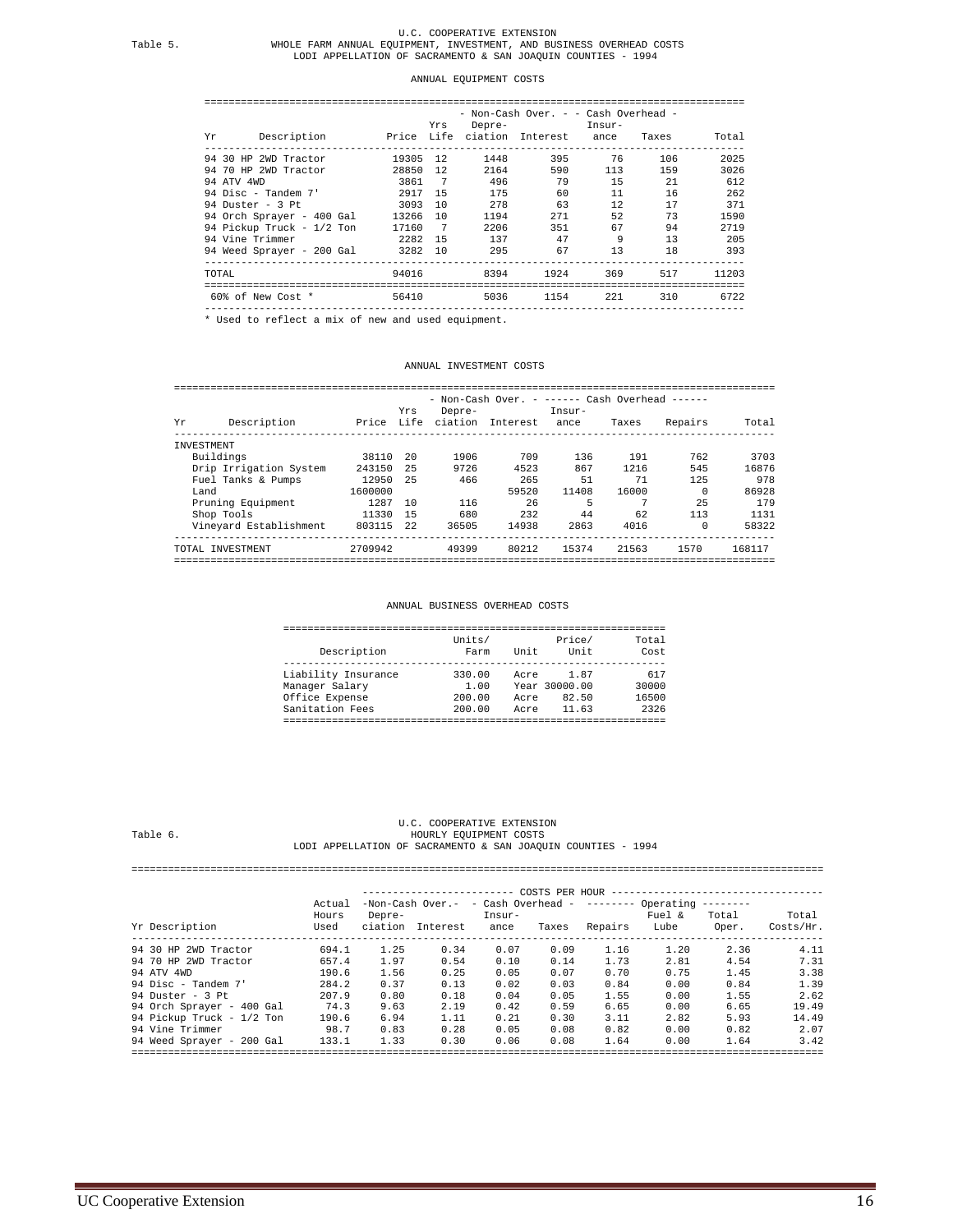U.C. COOPERATIVE EXTENSION

Table 5. WHOLE FARM ANNUAL EQUIPMENT, INVESTMENT, AND BUSINESS OVERHEAD COSTS

LODI APPELLATION OF SACRAMENTO & SAN JOAQUIN COUNTIES - 1994

### ANNUAL EQUIPMENT COSTS

| Yr | Description | Price | Yrs Life | - Non-Cash Over. - Depreciation | Interest | - Cash Overhead - Insurance | Taxes | Total |
|---|---|---|---|---|---|---|---|---|
| 94 | 30 HP 2WD Tractor | 19305 | 12 | 1448 | 395 | 76 | 106 | 2025 |
| 94 | 70 HP 2WD Tractor | 28850 | 12 | 2164 | 590 | 113 | 159 | 3026 |
| 94 | ATV 4WD | 3861 | 7 | 496 | 79 | 15 | 21 | 612 |
| 94 | Disc - Tandem 7' | 2917 | 15 | 175 | 60 | 11 | 16 | 262 |
| 94 | Duster - 3 Pt | 3093 | 10 | 278 | 63 | 12 | 17 | 371 |
| 94 | Orch Sprayer - 400 Gal | 13266 | 10 | 1194 | 271 | 52 | 73 | 1590 |
| 94 | Pickup Truck - 1/2 Ton | 17160 | 7 | 2206 | 351 | 67 | 94 | 2719 |
| 94 | Vine Trimmer | 2282 | 15 | 137 | 47 | 9 | 13 | 205 |
| 94 | Weed Sprayer - 200 Gal | 3282 | 10 | 295 | 67 | 13 | 18 | 393 |
| TOTAL | | 94016 | | 8394 | 1924 | 369 | 517 | 11203 |
| 60% of New Cost * | | 56410 | | 5036 | 1154 | 221 | 310 | 6722 |

* Used to reflect a mix of new and used equipment.

### ANNUAL INVESTMENT COSTS

| Yr | Description | Price | Yrs Life | - Non-Cash Over. - Depreciation | Interest | ------ Cash Overhead ------ Insurance | Taxes | Repairs | Total |
|---|---|---|---|---|---|---|---|---|---|
| INVESTMENT | | | | | | | | | |
| | Buildings | 38110 | 20 | 1906 | 709 | 136 | 191 | 762 | 3703 |
| | Drip Irrigation System | 243150 | 25 | 9726 | 4523 | 867 | 1216 | 545 | 16876 |
| | Fuel Tanks & Pumps | 12950 | 25 | 466 | 265 | 51 | 71 | 125 | 978 |
| | Land | 1600000 | | | 59520 | 11408 | 16000 | 0 | 86928 |
| | Pruning Equipment | 1287 | 10 | 116 | 26 | 5 | 7 | 25 | 179 |
| | Shop Tools | 11330 | 15 | 680 | 232 | 44 | 62 | 113 | 1131 |
| | Vineyard Establishment | 803115 | 22 | 36505 | 14938 | 2863 | 4016 | 0 | 58322 |
| TOTAL INVESTMENT | | 2709942 | | 49399 | 80212 | 15374 | 21563 | 1570 | 168117 |

### ANNUAL BUSINESS OVERHEAD COSTS

| Description | Units/ Farm | Unit | Price/ Unit | Total Cost |
|---|---|---|---|---|
| Liability Insurance | 330.00 | Acre | 1.87 | 617 |
| Manager Salary | 1.00 | Year | 30000.00 | 30000 |
| Office Expense | 200.00 | Acre | 82.50 | 16500 |
| Sanitation Fees | 200.00 | Acre | 11.63 | 2326 |

U.C. COOPERATIVE EXTENSION

Table 6. HOURLY EQUIPMENT COSTS

LODI APPELLATION OF SACRAMENTO & SAN JOAQUIN COUNTIES - 1994

| Yr Description | Actual Hours Used | COSTS PER HOUR: -Non-Cash Over.- Depreciation | Interest | - Cash Overhead - Insurance | Taxes | -------- Operating -------- Repairs | Fuel & Lube | Total Oper. | Total Costs/Hr. |
|---|---|---|---|---|---|---|---|---|---|
| 94 30 HP 2WD Tractor | 694.1 | 1.25 | 0.34 | 0.07 | 0.09 | 1.16 | 1.20 | 2.36 | 4.11 |
| 94 70 HP 2WD Tractor | 657.4 | 1.97 | 0.54 | 0.10 | 0.14 | 1.73 | 2.81 | 4.54 | 7.31 |
| 94 ATV 4WD | 190.6 | 1.56 | 0.25 | 0.05 | 0.07 | 0.70 | 0.75 | 1.45 | 3.38 |
| 94 Disc - Tandem 7' | 284.2 | 0.37 | 0.13 | 0.02 | 0.03 | 0.84 | 0.00 | 0.84 | 1.39 |
| 94 Duster - 3 Pt | 207.9 | 0.80 | 0.18 | 0.04 | 0.05 | 1.55 | 0.00 | 1.55 | 2.62 |
| 94 Orch Sprayer - 400 Gal | 74.3 | 9.63 | 2.19 | 0.42 | 0.59 | 6.65 | 0.00 | 6.65 | 19.49 |
| 94 Pickup Truck - 1/2 Ton | 190.6 | 6.94 | 1.11 | 0.21 | 0.30 | 3.11 | 2.82 | 5.93 | 14.49 |
| 94 Vine Trimmer | 98.7 | 0.83 | 0.28 | 0.05 | 0.08 | 0.82 | 0.00 | 0.82 | 2.07 |
| 94 Weed Sprayer - 200 Gal | 133.1 | 1.33 | 0.30 | 0.06 | 0.08 | 1.64 | 0.00 | 1.64 | 3.42 |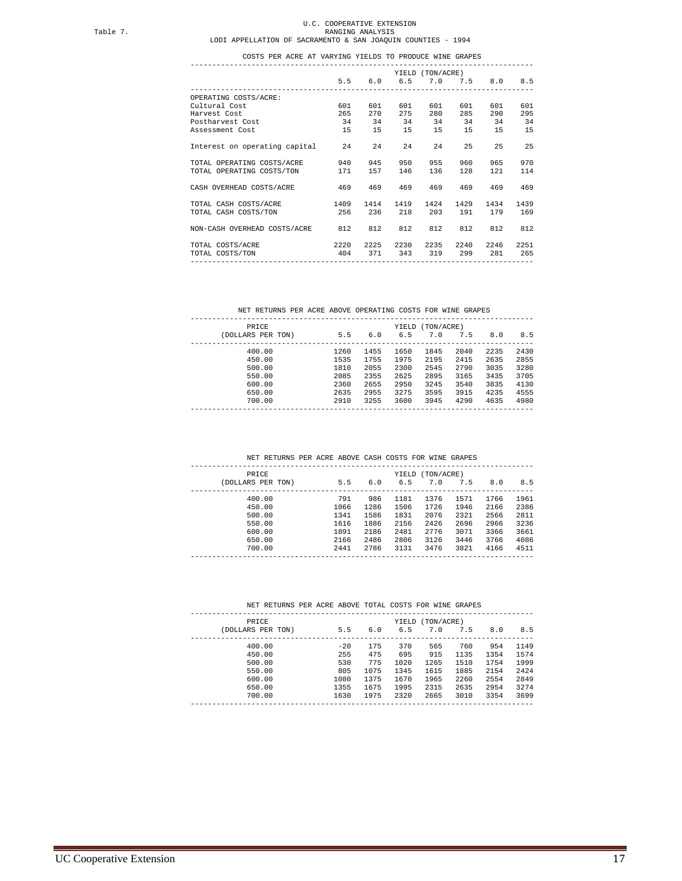Table 7.

U.C. COOPERATIVE EXTENSION
RANGING ANALYSIS
LODI APPELLATION OF SACRAMENTO & SAN JOAQUIN COUNTIES - 1994

COSTS PER ACRE AT VARYING YIELDS TO PRODUCE WINE GRAPES

| | YIELD (TON/ACRE) | | | | | | |
|---|---|---|---|---|---|---|---|
| | 5.5 | 6.0 | 6.5 | 7.0 | 7.5 | 8.0 | 8.5 |
| OPERATING COSTS/ACRE: | | | | | | | |
| Cultural Cost | 601 | 601 | 601 | 601 | 601 | 601 | 601 |
| Harvest Cost | 265 | 270 | 275 | 280 | 285 | 290 | 295 |
| Postharvest Cost | 34 | 34 | 34 | 34 | 34 | 34 | 34 |
| Assessment Cost | 15 | 15 | 15 | 15 | 15 | 15 | 15 |
| Interest on operating capital | 24 | 24 | 24 | 24 | 25 | 25 | 25 |
| TOTAL OPERATING COSTS/ACRE | 940 | 945 | 950 | 955 | 960 | 965 | 970 |
| TOTAL OPERATING COSTS/TON | 171 | 157 | 146 | 136 | 128 | 121 | 114 |
| CASH OVERHEAD COSTS/ACRE | 469 | 469 | 469 | 469 | 469 | 469 | 469 |
| TOTAL CASH COSTS/ACRE | 1409 | 1414 | 1419 | 1424 | 1429 | 1434 | 1439 |
| TOTAL CASH COSTS/TON | 256 | 236 | 218 | 203 | 191 | 179 | 169 |
| NON-CASH OVERHEAD COSTS/ACRE | 812 | 812 | 812 | 812 | 812 | 812 | 812 |
| TOTAL COSTS/ACRE | 2220 | 2225 | 2230 | 2235 | 2240 | 2246 | 2251 |
| TOTAL COSTS/TON | 404 | 371 | 343 | 319 | 299 | 281 | 265 |

NET RETURNS PER ACRE ABOVE OPERATING COSTS FOR WINE GRAPES

| PRICE | YIELD (TON/ACRE) | | | | | | |
|---|---|---|---|---|---|---|---|
| (DOLLARS PER TON) | 5.5 | 6.0 | 6.5 | 7.0 | 7.5 | 8.0 | 8.5 |
| 400.00 | 1260 | 1455 | 1650 | 1845 | 2040 | 2235 | 2430 |
| 450.00 | 1535 | 1755 | 1975 | 2195 | 2415 | 2635 | 2855 |
| 500.00 | 1810 | 2055 | 2300 | 2545 | 2790 | 3035 | 3280 |
| 550.00 | 2085 | 2355 | 2625 | 2895 | 3165 | 3435 | 3705 |
| 600.00 | 2360 | 2655 | 2950 | 3245 | 3540 | 3835 | 4130 |
| 650.00 | 2635 | 2955 | 3275 | 3595 | 3915 | 4235 | 4555 |
| 700.00 | 2910 | 3255 | 3600 | 3945 | 4290 | 4635 | 4980 |

NET RETURNS PER ACRE ABOVE CASH COSTS FOR WINE GRAPES

| PRICE | YIELD (TON/ACRE) | | | | | | |
|---|---|---|---|---|---|---|---|
| (DOLLARS PER TON) | 5.5 | 6.0 | 6.5 | 7.0 | 7.5 | 8.0 | 8.5 |
| 400.00 | 791 | 986 | 1181 | 1376 | 1571 | 1766 | 1961 |
| 450.00 | 1066 | 1286 | 1506 | 1726 | 1946 | 2166 | 2386 |
| 500.00 | 1341 | 1586 | 1831 | 2076 | 2321 | 2566 | 2811 |
| 550.00 | 1616 | 1886 | 2156 | 2426 | 2696 | 2966 | 3236 |
| 600.00 | 1891 | 2186 | 2481 | 2776 | 3071 | 3366 | 3661 |
| 650.00 | 2166 | 2486 | 2806 | 3126 | 3446 | 3766 | 4086 |
| 700.00 | 2441 | 2786 | 3131 | 3476 | 3821 | 4166 | 4511 |

NET RETURNS PER ACRE ABOVE TOTAL COSTS FOR WINE GRAPES

| PRICE | YIELD (TON/ACRE) | | | | | | |
|---|---|---|---|---|---|---|---|
| (DOLLARS PER TON) | 5.5 | 6.0 | 6.5 | 7.0 | 7.5 | 8.0 | 8.5 |
| 400.00 | -20 | 175 | 370 | 565 | 760 | 954 | 1149 |
| 450.00 | 255 | 475 | 695 | 915 | 1135 | 1354 | 1574 |
| 500.00 | 530 | 775 | 1020 | 1265 | 1510 | 1754 | 1999 |
| 550.00 | 805 | 1075 | 1345 | 1615 | 1885 | 2154 | 2424 |
| 600.00 | 1080 | 1375 | 1670 | 1965 | 2260 | 2554 | 2849 |
| 650.00 | 1355 | 1675 | 1995 | 2315 | 2635 | 2954 | 3274 |
| 700.00 | 1630 | 1975 | 2320 | 2665 | 3010 | 3354 | 3699 |